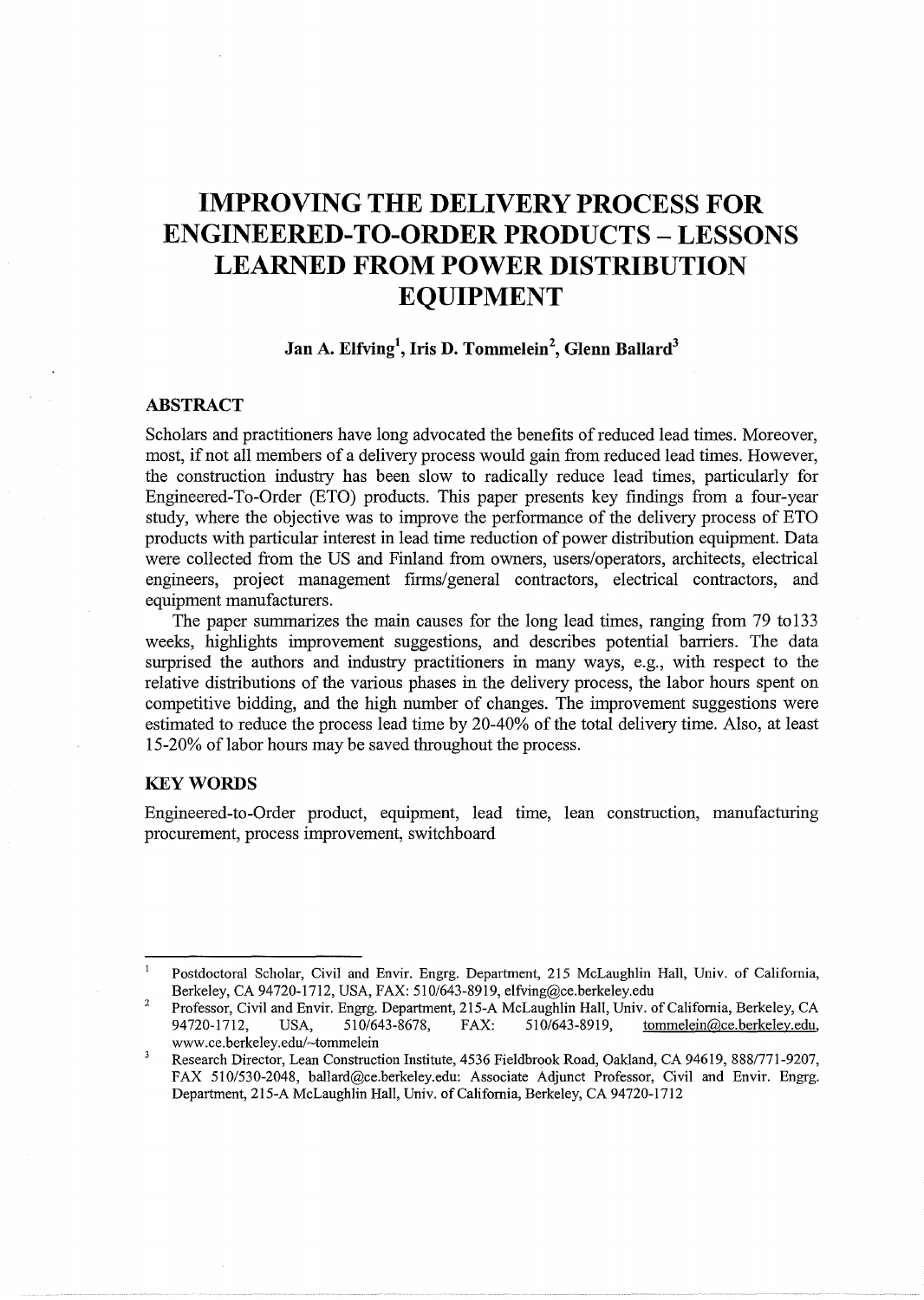# IMPROVING THE DELIVERY PROCESS FOR ENGINEERED-TO-ORDER PRODUCTS – LESSONS LEARNED FROM POWER DISTRIBUTION EQUIPMENT

**Jan A. Elfving[1], Iris D. Tommelein[2], Glenn Ballard[3]**

## ABSTRACT

Scholars and practitioners have long advocated the benefits of reduced lead times. Moreover, most, if not all members of a delivery process would gain from reduced lead times. However, the construction industry has been slow to radically reduce lead times, particularly for Engineered-To-Order (ETO) products. This paper presents key findings from a four-year study, where the objective was to improve the performance of the delivery process of ETO products with particular interest in lead time reduction of power distribution equipment. Data were collected from the US and Finland from owners, users/operators, architects, electrical engineers, project management firms/general contractors, electrical contractors, and equipment manufacturers.

The paper summarizes the main causes for the long lead times, ranging from 79 to133 weeks, highlights improvement suggestions, and describes potential barriers. The data surprised the authors and industry practitioners in many ways, e.g., with respect to the relative distributions of the various phases in the delivery process, the labor hours spent on competitive bidding, and the high number of changes. The improvement suggestions were estimated to reduce the process lead time by 20-40% of the total delivery time. Also, at least 15-20% of labor hours may be saved throughout the process.

## KEY WORDS

Engineered-to-Order product, equipment, lead time, lean construction, manufacturing procurement, process improvement, switchboard

---

[1] Postdoctoral Scholar, Civil and Envir. Engrg. Department, 215 McLaughlin Hall, Univ. of California, Berkeley, CA 94720-1712, USA, FAX: 510/643-8919, elfving@ce.berkeley.edu

[2] Professor, Civil and Envir. Engrg. Department, 215-A McLaughlin Hall, Univ. of California, Berkeley, CA 94720-1712, USA, 510/643-8678, FAX: 510/643-8919, tommelein@ce.berkeley.edu, www.ce.berkeley.edu/~tommelein

[3] Research Director, Lean Construction Institute, 4536 Fieldbrook Road, Oakland, CA 94619, 888/771-9207, FAX 510/530-2048, ballard@ce.berkeley.edu: Associate Adjunct Professor, Civil and Envir. Engrg. Department, 215-A McLaughlin Hall, Univ. of California, Berkeley, CA 94720-1712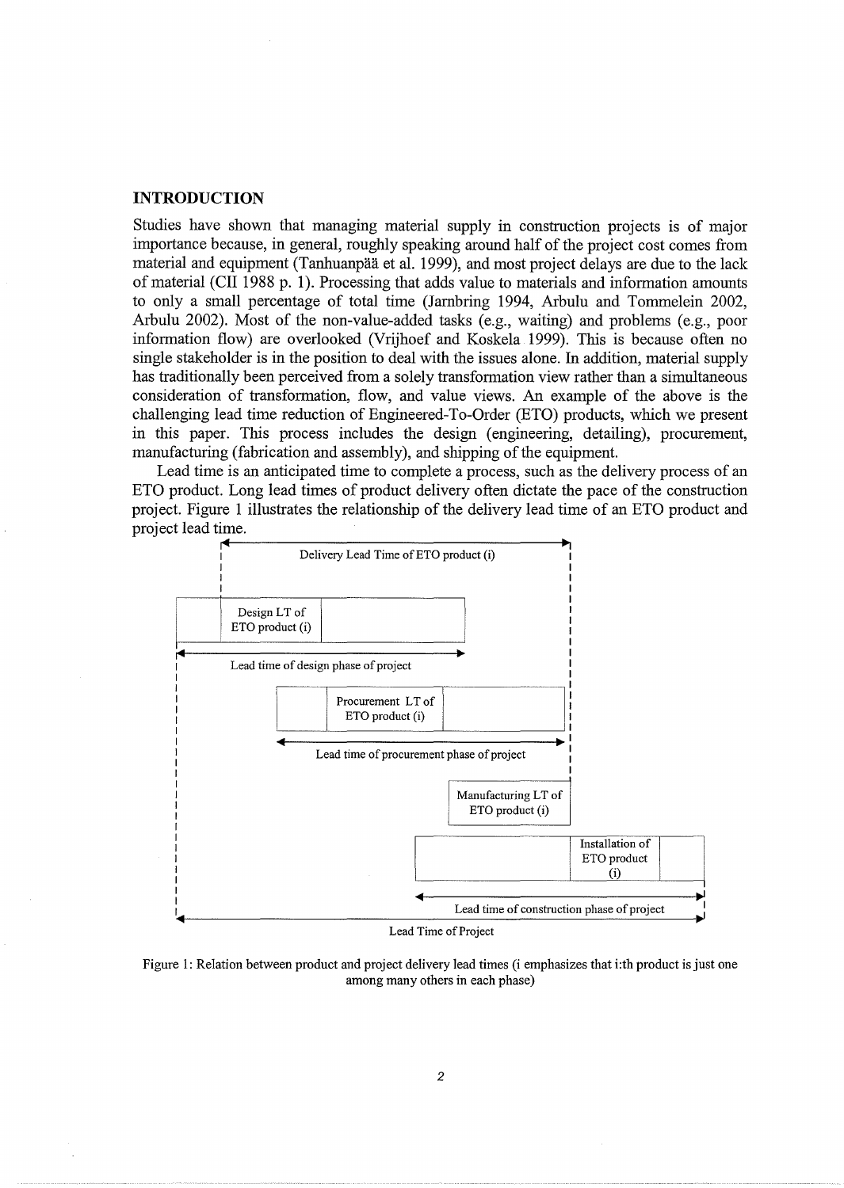## INTRODUCTION

Studies have shown that managing material supply in construction projects is of major importance because, in general, roughly speaking around half of the project cost comes from material and equipment (Tanhuanpää et al. 1999), and most project delays are due to the lack of material (CII 1988 p. 1). Processing that adds value to materials and information amounts to only a small percentage of total time (Jarnbring 1994, Arbulu and Tommelein 2002, Arbulu 2002). Most of the non-value-added tasks (e.g., waiting) and problems (e.g., poor information flow) are overlooked (Vrijhoef and Koskela 1999). This is because often no single stakeholder is in the position to deal with the issues alone. In addition, material supply has traditionally been perceived from a solely transformation view rather than a simultaneous consideration of transformation, flow, and value views. An example of the above is the challenging lead time reduction of Engineered-To-Order (ETO) products, which we present in this paper. This process includes the design (engineering, detailing), procurement, manufacturing (fabrication and assembly), and shipping of the equipment.

Lead time is an anticipated time to complete a process, such as the delivery process of an ETO product. Long lead times of product delivery often dictate the pace of the construction project. Figure 1 illustrates the relationship of the delivery lead time of an ETO product and project lead time.

Delivery Lead Time of ETO product (i)

Design LT of ETO product (i)

Lead time of design phase of project

Procurement LT of ETO product (i)

Lead time of procurement phase of project

Manufacturing LT of ETO product (i)

Installation of ETO product (i)

Lead time of construction phase of project

Lead Time of Project

Figure 1: Relation between product and project delivery lead times (i emphasizes that i:th product is just one among many others in each phase)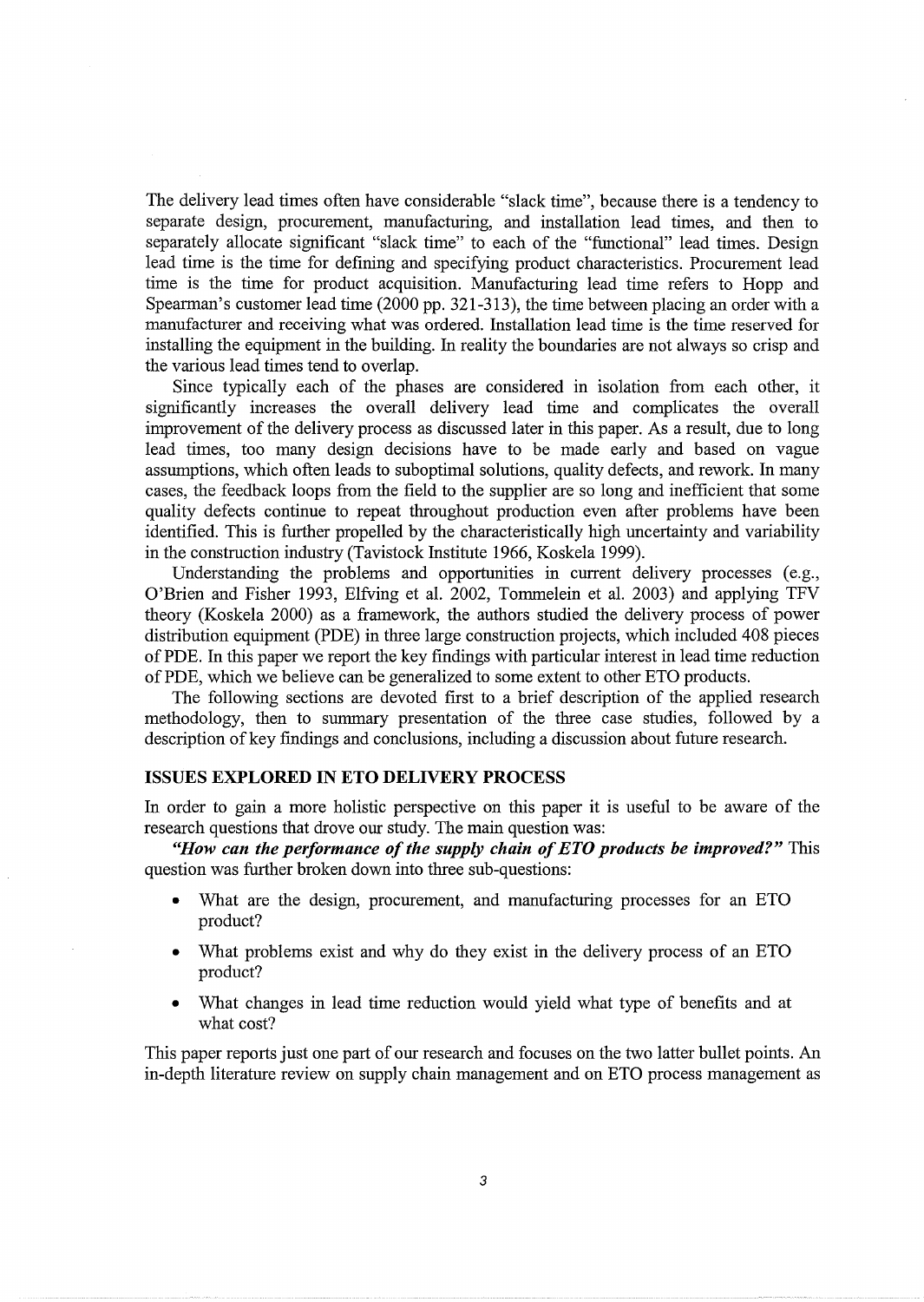The delivery lead times often have considerable "slack time", because there is a tendency to separate design, procurement, manufacturing, and installation lead times, and then to separately allocate significant "slack time" to each of the "functional" lead times. Design lead time is the time for defining and specifying product characteristics. Procurement lead time is the time for product acquisition. Manufacturing lead time refers to Hopp and Spearman's customer lead time (2000 pp. 321-313), the time between placing an order with a manufacturer and receiving what was ordered. Installation lead time is the time reserved for installing the equipment in the building. In reality the boundaries are not always so crisp and the various lead times tend to overlap.

Since typically each of the phases are considered in isolation from each other, it significantly increases the overall delivery lead time and complicates the overall improvement of the delivery process as discussed later in this paper. As a result, due to long lead times, too many design decisions have to be made early and based on vague assumptions, which often leads to suboptimal solutions, quality defects, and rework. In many cases, the feedback loops from the field to the supplier are so long and inefficient that some quality defects continue to repeat throughout production even after problems have been identified. This is further propelled by the characteristically high uncertainty and variability in the construction industry (Tavistock Institute 1966, Koskela 1999).

Understanding the problems and opportunities in current delivery processes (e.g., O'Brien and Fisher 1993, Elfving et al. 2002, Tommelein et al. 2003) and applying TFV theory (Koskela 2000) as a framework, the authors studied the delivery process of power distribution equipment (PDE) in three large construction projects, which included 408 pieces of PDE. In this paper we report the key findings with particular interest in lead time reduction of PDE, which we believe can be generalized to some extent to other ETO products.

The following sections are devoted first to a brief description of the applied research methodology, then to summary presentation of the three case studies, followed by a description of key findings and conclusions, including a discussion about future research.

## ISSUES EXPLORED IN ETO DELIVERY PROCESS

In order to gain a more holistic perspective on this paper it is useful to be aware of the research questions that drove our study. The main question was:

***"How can the performance of the supply chain of ETO products be improved?"*** This question was further broken down into three sub-questions:

- What are the design, procurement, and manufacturing processes for an ETO product?
- What problems exist and why do they exist in the delivery process of an ETO product?
- What changes in lead time reduction would yield what type of benefits and at what cost?

This paper reports just one part of our research and focuses on the two latter bullet points. An in-depth literature review on supply chain management and on ETO process management as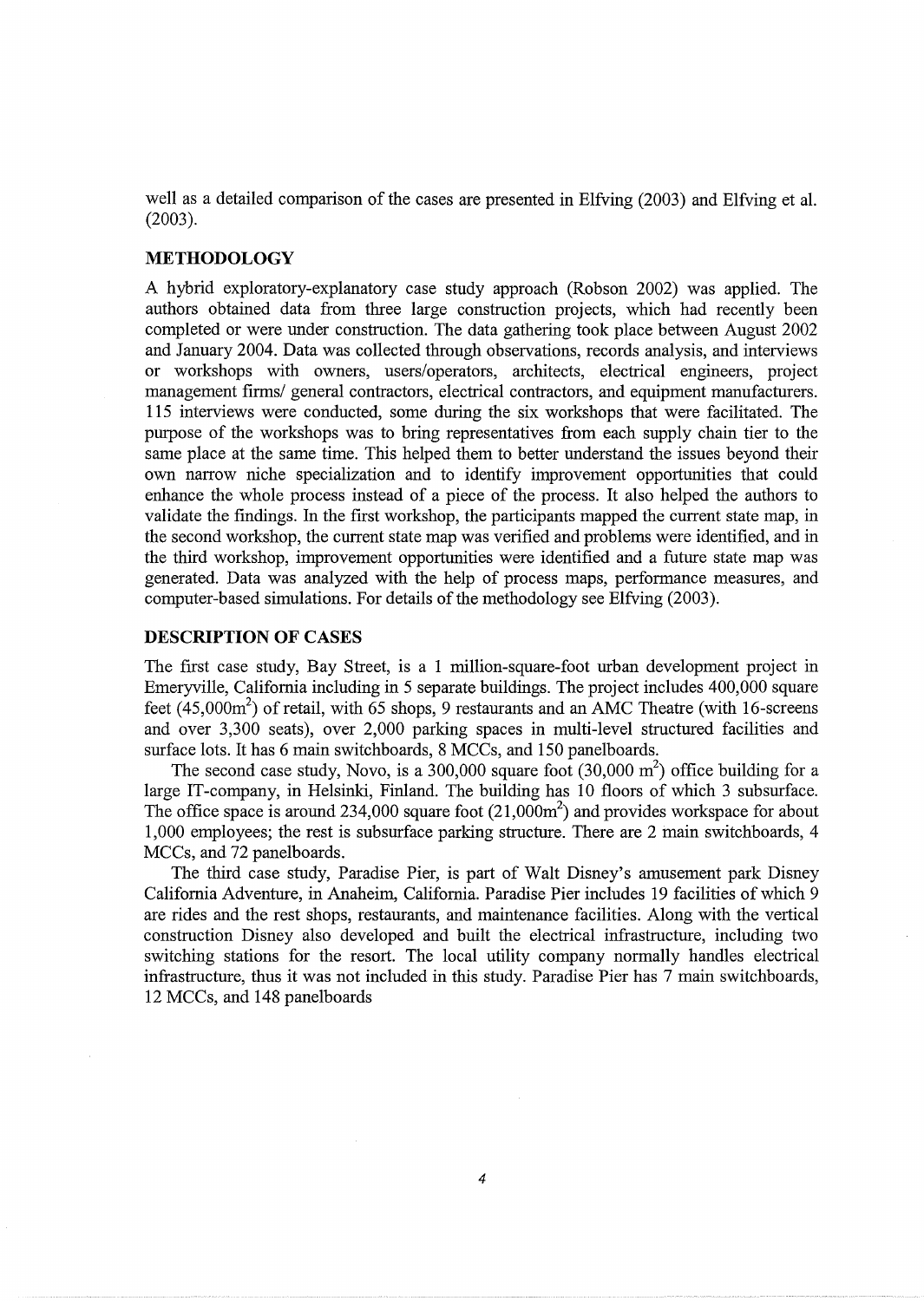well as a detailed comparison of the cases are presented in Elfving (2003) and Elfving et al. (2003).

## METHODOLOGY

A hybrid exploratory-explanatory case study approach (Robson 2002) was applied. The authors obtained data from three large construction projects, which had recently been completed or were under construction. The data gathering took place between August 2002 and January 2004. Data was collected through observations, records analysis, and interviews or workshops with owners, users/operators, architects, electrical engineers, project management firms/ general contractors, electrical contractors, and equipment manufacturers. 115 interviews were conducted, some during the six workshops that were facilitated. The purpose of the workshops was to bring representatives from each supply chain tier to the same place at the same time. This helped them to better understand the issues beyond their own narrow niche specialization and to identify improvement opportunities that could enhance the whole process instead of a piece of the process. It also helped the authors to validate the findings. In the first workshop, the participants mapped the current state map, in the second workshop, the current state map was verified and problems were identified, and in the third workshop, improvement opportunities were identified and a future state map was generated. Data was analyzed with the help of process maps, performance measures, and computer-based simulations. For details of the methodology see Elfving (2003).

## DESCRIPTION OF CASES

The first case study, Bay Street, is a 1 million-square-foot urban development project in Emeryville, California including in 5 separate buildings. The project includes 400,000 square feet (45,000m$^2$) of retail, with 65 shops, 9 restaurants and an AMC Theatre (with 16-screens and over 3,300 seats), over 2,000 parking spaces in multi-level structured facilities and surface lots. It has 6 main switchboards, 8 MCCs, and 150 panelboards.

The second case study, Novo, is a 300,000 square foot (30,000 m$^2$) office building for a large IT-company, in Helsinki, Finland. The building has 10 floors of which 3 subsurface. The office space is around 234,000 square foot (21,000m$^2$) and provides workspace for about 1,000 employees; the rest is subsurface parking structure. There are 2 main switchboards, 4 MCCs, and 72 panelboards.

The third case study, Paradise Pier, is part of Walt Disney's amusement park Disney California Adventure, in Anaheim, California. Paradise Pier includes 19 facilities of which 9 are rides and the rest shops, restaurants, and maintenance facilities. Along with the vertical construction Disney also developed and built the electrical infrastructure, including two switching stations for the resort. The local utility company normally handles electrical infrastructure, thus it was not included in this study. Paradise Pier has 7 main switchboards, 12 MCCs, and 148 panelboards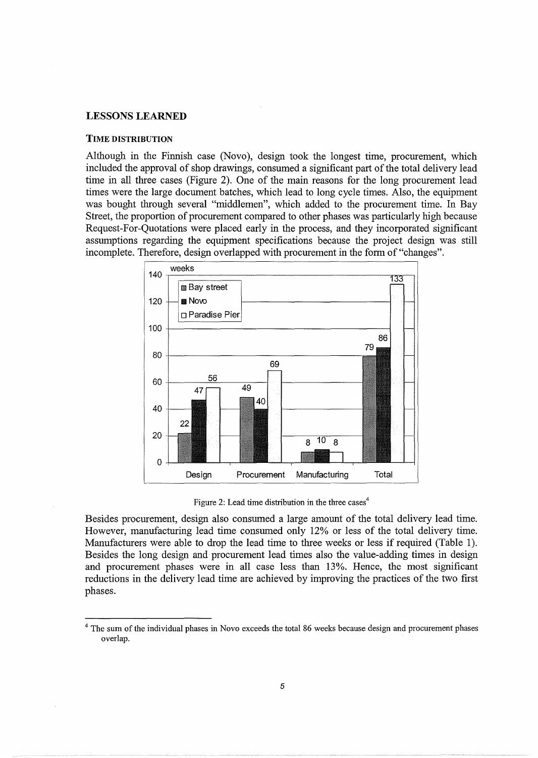## LESSONS LEARNED

### TIME DISTRIBUTION

Although in the Finnish case (Novo), design took the longest time, procurement, which included the approval of shop drawings, consumed a significant part of the total delivery lead time in all three cases (Figure 2). One of the main reasons for the long procurement lead times were the large document batches, which lead to long cycle times. Also, the equipment was bought through several "middlemen", which added to the procurement time. In Bay Street, the proportion of procurement compared to other phases was particularly high because Request-For-Quotations were placed early in the process, and they incorporated significant assumptions regarding the equipment specifications because the project design was still incomplete. Therefore, design overlapped with procurement in the form of "changes".

| weeks | Design | Procurement | Manufacturing | Total |
|---|---|---|---|---|
| Bay street | 22 | 49 | 8 | 79 |
| Novo | 47 | 40 | 10 | 86 |
| Paradise Pier | 56 | 69 | 8 | 133 |

Figure 2: Lead time distribution in the three cases[4]

Besides procurement, design also consumed a large amount of the total delivery lead time. However, manufacturing lead time consumed only 12% or less of the total delivery time. Manufacturers were able to drop the lead time to three weeks or less if required (Table 1). Besides the long design and procurement lead times also the value-adding times in design and procurement phases were in all case less than 13%. Hence, the most significant reductions in the delivery lead time are achieved by improving the practices of the two first phases.

---

[4] The sum of the individual phases in Novo exceeds the total 86 weeks because design and procurement phases overlap.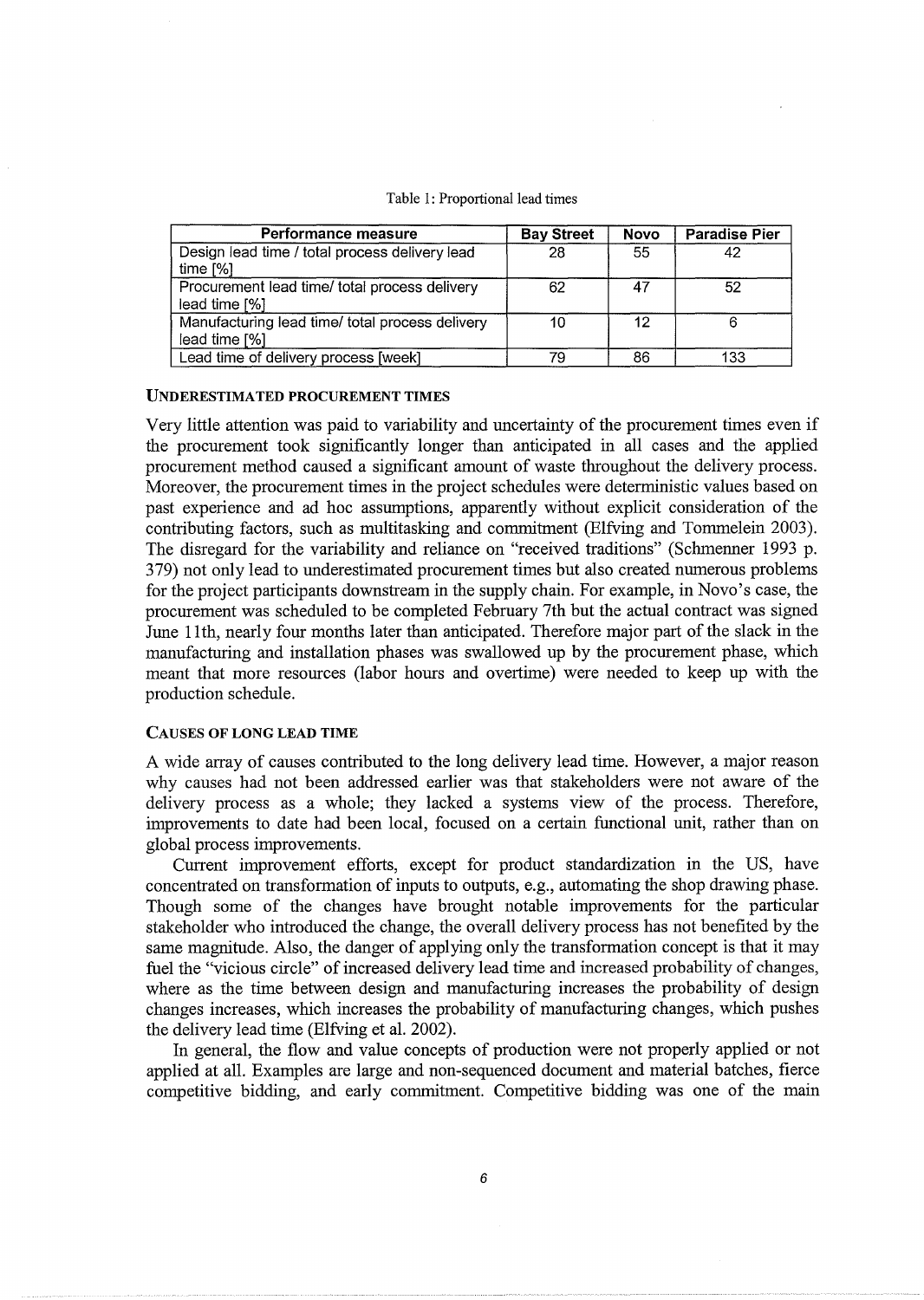Table 1: Proportional lead times

| Performance measure | Bay Street | Novo | Paradise Pier |
|---|---|---|---|
| Design lead time / total process delivery lead time [%] | 28 | 55 | 42 |
| Procurement lead time/ total process delivery lead time [%] | 62 | 47 | 52 |
| Manufacturing lead time/ total process delivery lead time [%] | 10 | 12 | 6 |
| Lead time of delivery process [week] | 79 | 86 | 133 |

### UNDERESTIMATED PROCUREMENT TIMES

Very little attention was paid to variability and uncertainty of the procurement times even if the procurement took significantly longer than anticipated in all cases and the applied procurement method caused a significant amount of waste throughout the delivery process. Moreover, the procurement times in the project schedules were deterministic values based on past experience and ad hoc assumptions, apparently without explicit consideration of the contributing factors, such as multitasking and commitment (Elfving and Tommelein 2003). The disregard for the variability and reliance on "received traditions" (Schmenner 1993 p. 379) not only lead to underestimated procurement times but also created numerous problems for the project participants downstream in the supply chain. For example, in Novo's case, the procurement was scheduled to be completed February 7th but the actual contract was signed June 11th, nearly four months later than anticipated. Therefore major part of the slack in the manufacturing and installation phases was swallowed up by the procurement phase, which meant that more resources (labor hours and overtime) were needed to keep up with the production schedule.

### CAUSES OF LONG LEAD TIME

A wide array of causes contributed to the long delivery lead time. However, a major reason why causes had not been addressed earlier was that stakeholders were not aware of the delivery process as a whole; they lacked a systems view of the process. Therefore, improvements to date had been local, focused on a certain functional unit, rather than on global process improvements.

Current improvement efforts, except for product standardization in the US, have concentrated on transformation of inputs to outputs, e.g., automating the shop drawing phase. Though some of the changes have brought notable improvements for the particular stakeholder who introduced the change, the overall delivery process has not benefited by the same magnitude. Also, the danger of applying only the transformation concept is that it may fuel the "vicious circle" of increased delivery lead time and increased probability of changes, where as the time between design and manufacturing increases the probability of design changes increases, which increases the probability of manufacturing changes, which pushes the delivery lead time (Elfving et al. 2002).

In general, the flow and value concepts of production were not properly applied or not applied at all. Examples are large and non-sequenced document and material batches, fierce competitive bidding, and early commitment. Competitive bidding was one of the main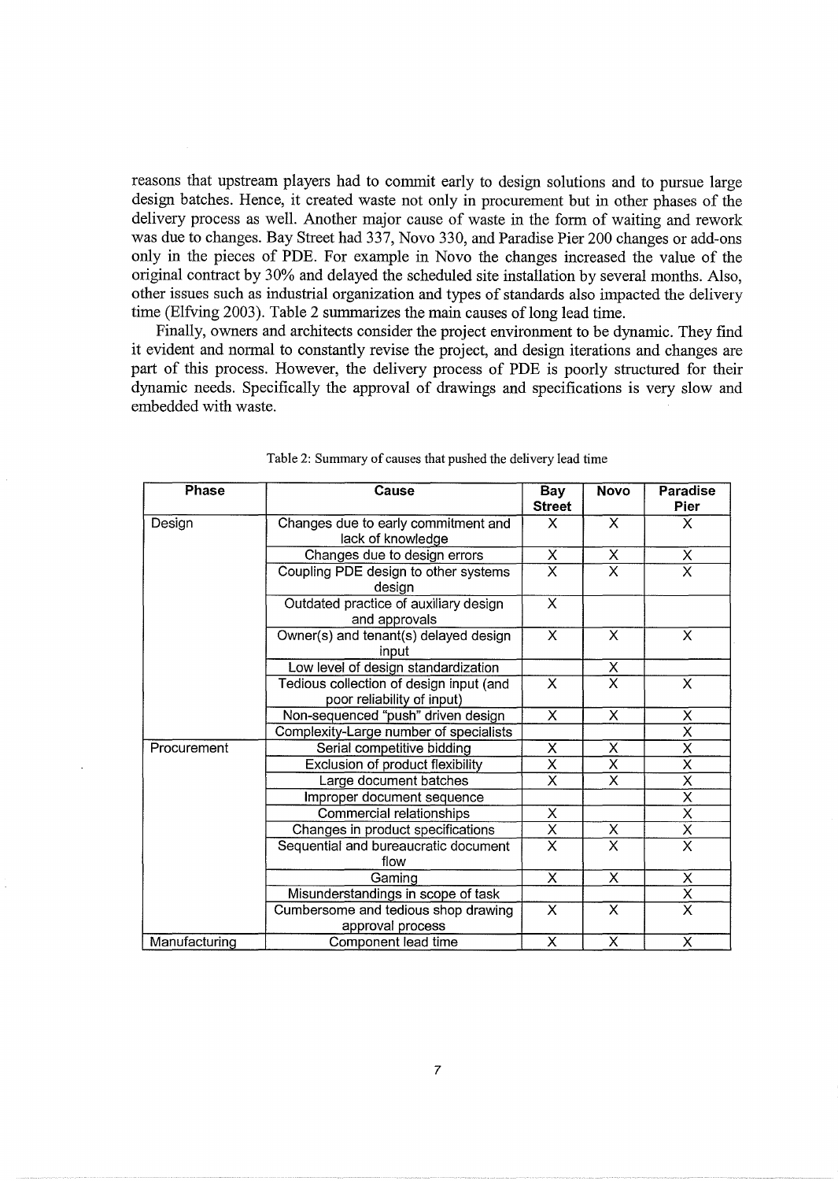reasons that upstream players had to commit early to design solutions and to pursue large design batches. Hence, it created waste not only in procurement but in other phases of the delivery process as well. Another major cause of waste in the form of waiting and rework was due to changes. Bay Street had 337, Novo 330, and Paradise Pier 200 changes or add-ons only in the pieces of PDE. For example in Novo the changes increased the value of the original contract by 30% and delayed the scheduled site installation by several months. Also, other issues such as industrial organization and types of standards also impacted the delivery time (Elfving 2003). Table 2 summarizes the main causes of long lead time.

Finally, owners and architects consider the project environment to be dynamic. They find it evident and normal to constantly revise the project, and design iterations and changes are part of this process. However, the delivery process of PDE is poorly structured for their dynamic needs. Specifically the approval of drawings and specifications is very slow and embedded with waste.

Table 2: Summary of causes that pushed the delivery lead time

| Phase | Cause | Bay Street | Novo | Paradise Pier |
|---|---|---|---|---|
| Design | Changes due to early commitment and lack of knowledge | X | X | X |
| | Changes due to design errors | X | X | X |
| | Coupling PDE design to other systems design | X | X | X |
| | Outdated practice of auxiliary design and approvals | X | | |
| | Owner(s) and tenant(s) delayed design input | X | X | X |
| | Low level of design standardization | | X | |
| | Tedious collection of design input (and poor reliability of input) | X | X | X |
| | Non-sequenced "push" driven design | X | X | X |
| | Complexity-Large number of specialists | | | X |
| Procurement | Serial competitive bidding | X | X | X |
| | Exclusion of product flexibility | X | X | X |
| | Large document batches | X | X | X |
| | Improper document sequence | | | X |
| | Commercial relationships | X | | X |
| | Changes in product specifications | X | X | X |
| | Sequential and bureaucratic document flow | X | X | X |
| | Gaming | X | X | X |
| | Misunderstandings in scope of task | | | X |
| | Cumbersome and tedious shop drawing approval process | X | X | X |
| Manufacturing | Component lead time | X | X | X |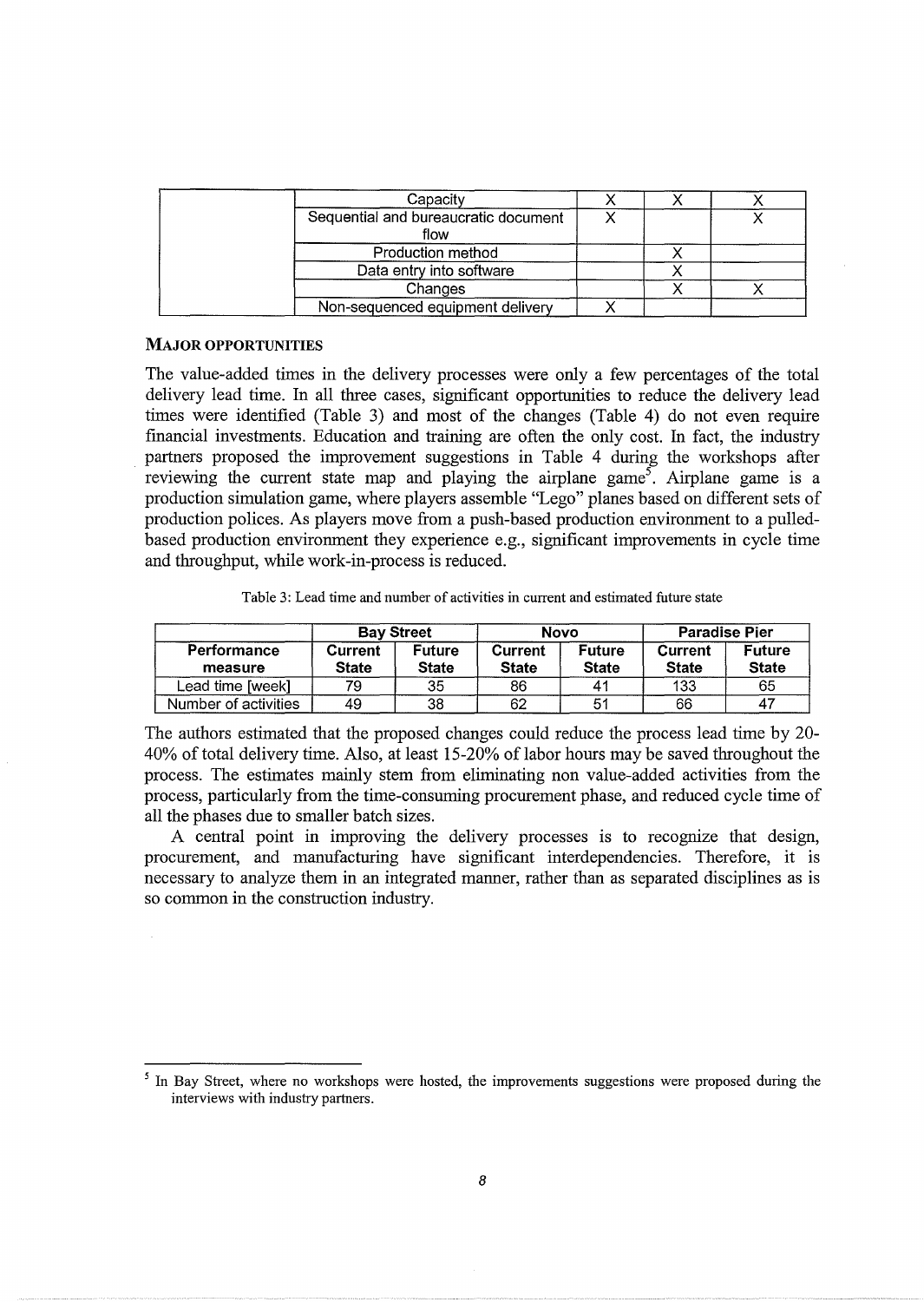| | | | | |
|---|---|---|---|---|
| | Capacity | X | X | X |
| | Sequential and bureaucratic document flow | X | | X |
| | Production method | | X | |
| | Data entry into software | | X | |
| | Changes | | X | X |
| | Non-sequenced equipment delivery | X | | |

### MAJOR OPPORTUNITIES

The value-added times in the delivery processes were only a few percentages of the total delivery lead time. In all three cases, significant opportunities to reduce the delivery lead times were identified (Table 3) and most of the changes (Table 4) do not even require financial investments. Education and training are often the only cost. In fact, the industry partners proposed the improvement suggestions in Table 4 during the workshops after reviewing the current state map and playing the airplane game[5]. Airplane game is a production simulation game, where players assemble "Lego" planes based on different sets of production polices. As players move from a push-based production environment to a pulled-based production environment they experience e.g., significant improvements in cycle time and throughput, while work-in-process is reduced.

Table 3: Lead time and number of activities in current and estimated future state

| | Bay Street | | Novo | | Paradise Pier | |
|---|---|---|---|---|---|---|
| **Performance measure** | **Current State** | **Future State** | **Current State** | **Future State** | **Current State** | **Future State** |
| Lead time [week] | 79 | 35 | 86 | 41 | 133 | 65 |
| Number of activities | 49 | 38 | 62 | 51 | 66 | 47 |

The authors estimated that the proposed changes could reduce the process lead time by 20-40% of total delivery time. Also, at least 15-20% of labor hours may be saved throughout the process. The estimates mainly stem from eliminating non value-added activities from the process, particularly from the time-consuming procurement phase, and reduced cycle time of all the phases due to smaller batch sizes.

A central point in improving the delivery processes is to recognize that design, procurement, and manufacturing have significant interdependencies. Therefore, it is necessary to analyze them in an integrated manner, rather than as separated disciplines as is so common in the construction industry.

[5] In Bay Street, where no workshops were hosted, the improvements suggestions were proposed during the interviews with industry partners.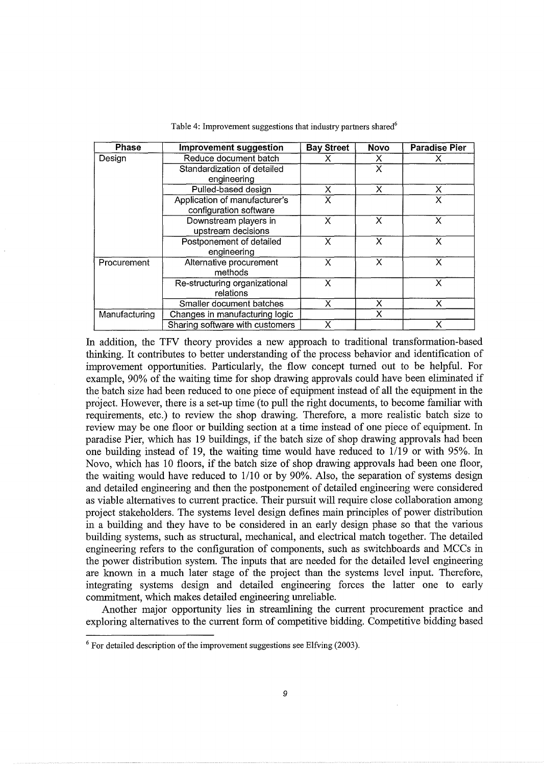Table 4: Improvement suggestions that industry partners shared[6]

| Phase | Improvement suggestion | Bay Street | Novo | Paradise Pier |
|---|---|---|---|---|
| Design | Reduce document batch | X | X | X |
| | Standardization of detailed engineering | | X | |
| | Pulled-based design | X | X | X |
| | Application of manufacturer's configuration software | X | | X |
| | Downstream players in upstream decisions | X | X | X |
| | Postponement of detailed engineering | X | X | X |
| Procurement | Alternative procurement methods | X | X | X |
| | Re-structuring organizational relations | X | | X |
| | Smaller document batches | X | X | X |
| Manufacturing | Changes in manufacturing logic | | X | |
| | Sharing software with customers | X | | X |

In addition, the TFV theory provides a new approach to traditional transformation-based thinking. It contributes to better understanding of the process behavior and identification of improvement opportunities. Particularly, the flow concept turned out to be helpful. For example, 90% of the waiting time for shop drawing approvals could have been eliminated if the batch size had been reduced to one piece of equipment instead of all the equipment in the project. However, there is a set-up time (to pull the right documents, to become familiar with requirements, etc.) to review the shop drawing. Therefore, a more realistic batch size to review may be one floor or building section at a time instead of one piece of equipment. In paradise Pier, which has 19 buildings, if the batch size of shop drawing approvals had been one building instead of 19, the waiting time would have reduced to 1/19 or with 95%. In Novo, which has 10 floors, if the batch size of shop drawing approvals had been one floor, the waiting would have reduced to 1/10 or by 90%. Also, the separation of systems design and detailed engineering and then the postponement of detailed engineering were considered as viable alternatives to current practice. Their pursuit will require close collaboration among project stakeholders. The systems level design defines main principles of power distribution in a building and they have to be considered in an early design phase so that the various building systems, such as structural, mechanical, and electrical match together. The detailed engineering refers to the configuration of components, such as switchboards and MCCs in the power distribution system. The inputs that are needed for the detailed level engineering are known in a much later stage of the project than the systems level input. Therefore, integrating systems design and detailed engineering forces the latter one to early commitment, which makes detailed engineering unreliable.

Another major opportunity lies in streamlining the current procurement practice and exploring alternatives to the current form of competitive bidding. Competitive bidding based

[6] For detailed description of the improvement suggestions see Elfving (2003).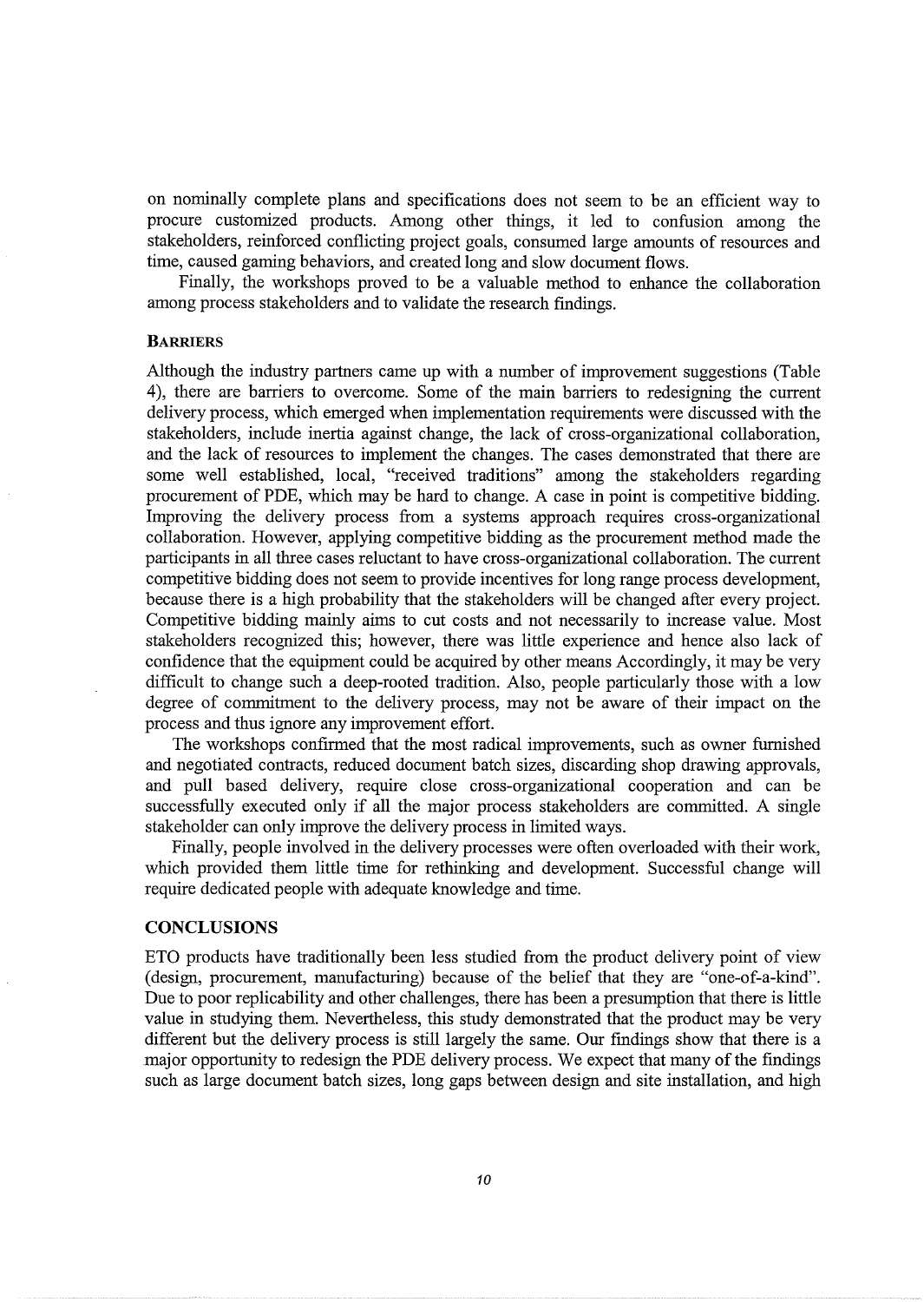on nominally complete plans and specifications does not seem to be an efficient way to procure customized products. Among other things, it led to confusion among the stakeholders, reinforced conflicting project goals, consumed large amounts of resources and time, caused gaming behaviors, and created long and slow document flows.

Finally, the workshops proved to be a valuable method to enhance the collaboration among process stakeholders and to validate the research findings.

### BARRIERS

Although the industry partners came up with a number of improvement suggestions (Table 4), there are barriers to overcome. Some of the main barriers to redesigning the current delivery process, which emerged when implementation requirements were discussed with the stakeholders, include inertia against change, the lack of cross-organizational collaboration, and the lack of resources to implement the changes. The cases demonstrated that there are some well established, local, "received traditions" among the stakeholders regarding procurement of PDE, which may be hard to change. A case in point is competitive bidding. Improving the delivery process from a systems approach requires cross-organizational collaboration. However, applying competitive bidding as the procurement method made the participants in all three cases reluctant to have cross-organizational collaboration. The current competitive bidding does not seem to provide incentives for long range process development, because there is a high probability that the stakeholders will be changed after every project. Competitive bidding mainly aims to cut costs and not necessarily to increase value. Most stakeholders recognized this; however, there was little experience and hence also lack of confidence that the equipment could be acquired by other means Accordingly, it may be very difficult to change such a deep-rooted tradition. Also, people particularly those with a low degree of commitment to the delivery process, may not be aware of their impact on the process and thus ignore any improvement effort.

The workshops confirmed that the most radical improvements, such as owner furnished and negotiated contracts, reduced document batch sizes, discarding shop drawing approvals, and pull based delivery, require close cross-organizational cooperation and can be successfully executed only if all the major process stakeholders are committed. A single stakeholder can only improve the delivery process in limited ways.

Finally, people involved in the delivery processes were often overloaded with their work, which provided them little time for rethinking and development. Successful change will require dedicated people with adequate knowledge and time.

## CONCLUSIONS

ETO products have traditionally been less studied from the product delivery point of view (design, procurement, manufacturing) because of the belief that they are "one-of-a-kind". Due to poor replicability and other challenges, there has been a presumption that there is little value in studying them. Nevertheless, this study demonstrated that the product may be very different but the delivery process is still largely the same. Our findings show that there is a major opportunity to redesign the PDE delivery process. We expect that many of the findings such as large document batch sizes, long gaps between design and site installation, and high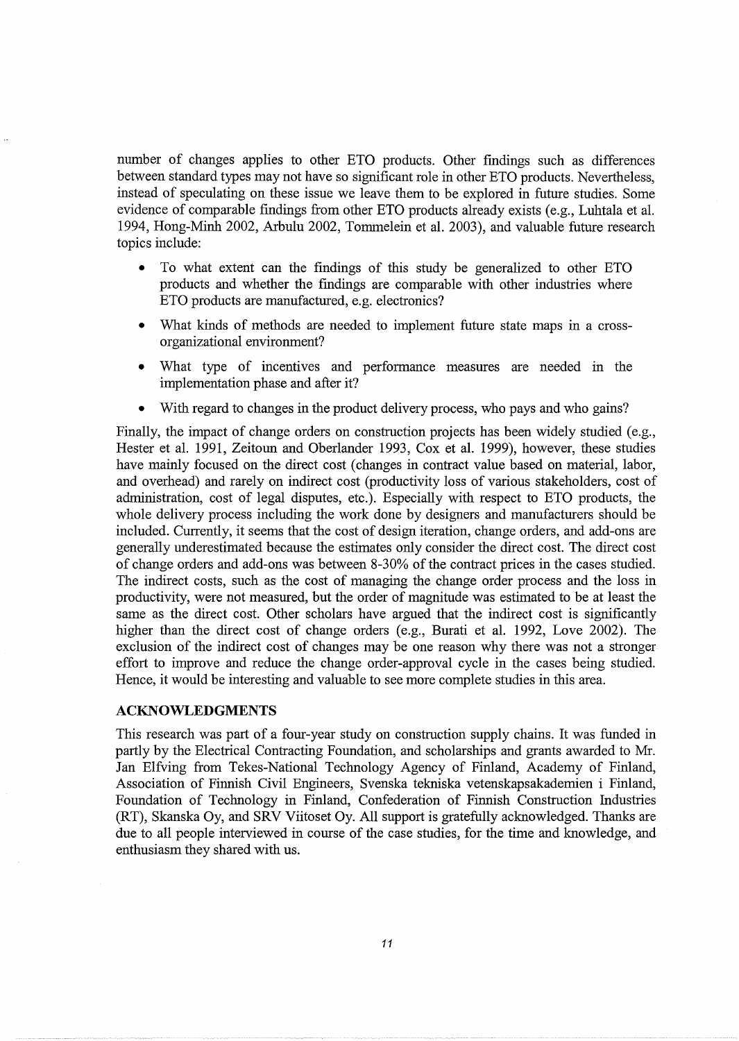number of changes applies to other ETO products. Other findings such as differences between standard types may not have so significant role in other ETO products. Nevertheless, instead of speculating on these issue we leave them to be explored in future studies. Some evidence of comparable findings from other ETO products already exists (e.g., Luhtala et al. 1994, Hong-Minh 2002, Arbulu 2002, Tommelein et al. 2003), and valuable future research topics include:

- To what extent can the findings of this study be generalized to other ETO products and whether the findings are comparable with other industries where ETO products are manufactured, e.g. electronics?
- What kinds of methods are needed to implement future state maps in a cross-organizational environment?
- What type of incentives and performance measures are needed in the implementation phase and after it?
- With regard to changes in the product delivery process, who pays and who gains?

Finally, the impact of change orders on construction projects has been widely studied (e.g., Hester et al. 1991, Zeitoun and Oberlander 1993, Cox et al. 1999), however, these studies have mainly focused on the direct cost (changes in contract value based on material, labor, and overhead) and rarely on indirect cost (productivity loss of various stakeholders, cost of administration, cost of legal disputes, etc.). Especially with respect to ETO products, the whole delivery process including the work done by designers and manufacturers should be included. Currently, it seems that the cost of design iteration, change orders, and add-ons are generally underestimated because the estimates only consider the direct cost. The direct cost of change orders and add-ons was between 8-30% of the contract prices in the cases studied. The indirect costs, such as the cost of managing the change order process and the loss in productivity, were not measured, but the order of magnitude was estimated to be at least the same as the direct cost. Other scholars have argued that the indirect cost is significantly higher than the direct cost of change orders (e.g., Burati et al. 1992, Love 2002). The exclusion of the indirect cost of changes may be one reason why there was not a stronger effort to improve and reduce the change order-approval cycle in the cases being studied. Hence, it would be interesting and valuable to see more complete studies in this area.

## ACKNOWLEDGMENTS

This research was part of a four-year study on construction supply chains. It was funded in partly by the Electrical Contracting Foundation, and scholarships and grants awarded to Mr. Jan Elfving from Tekes-National Technology Agency of Finland, Academy of Finland, Association of Finnish Civil Engineers, Svenska tekniska vetenskapsakademien i Finland, Foundation of Technology in Finland, Confederation of Finnish Construction Industries (RT), Skanska Oy, and SRV Viitoset Oy. All support is gratefully acknowledged. Thanks are due to all people interviewed in course of the case studies, for the time and knowledge, and enthusiasm they shared with us.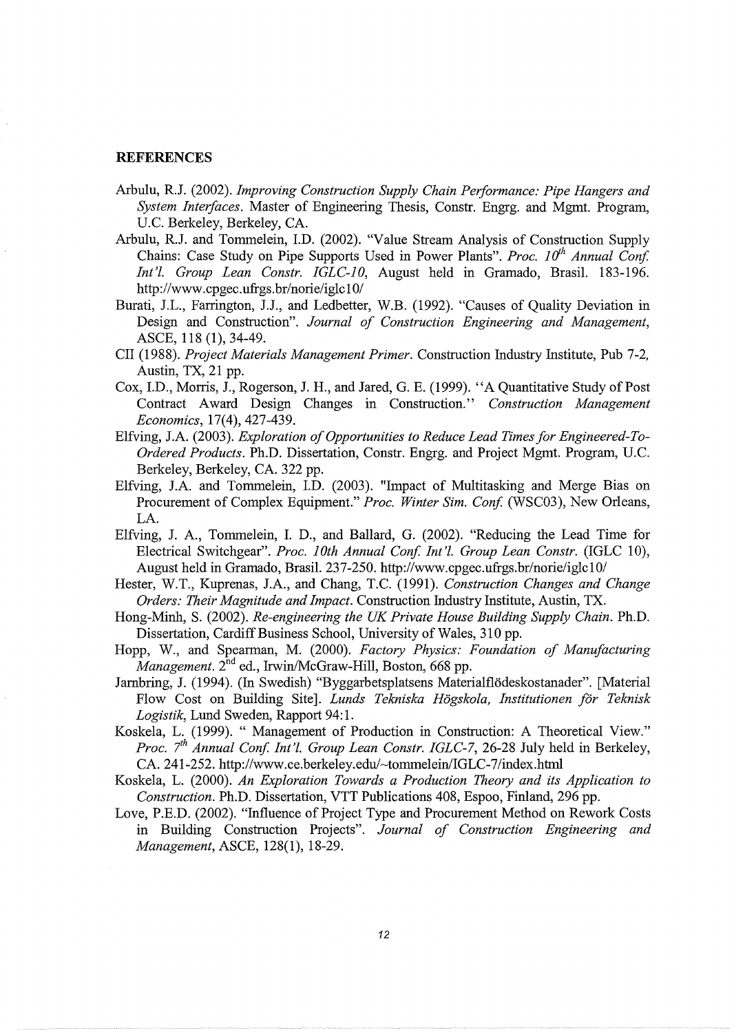## REFERENCES

Arbulu, R.J. (2002). *Improving Construction Supply Chain Performance: Pipe Hangers and System Interfaces*. Master of Engineering Thesis, Constr. Engrg. and Mgmt. Program, U.C. Berkeley, Berkeley, CA.

Arbulu, R.J. and Tommelein, I.D. (2002). "Value Stream Analysis of Construction Supply Chains: Case Study on Pipe Supports Used in Power Plants". *Proc. 10th Annual Conf. Int'l. Group Lean Constr. IGLC-10*, August held in Gramado, Brasil. 183-196. http://www.cpgec.ufrgs.br/norie/iglc10/

Burati, J.L., Farrington, J.J., and Ledbetter, W.B. (1992). "Causes of Quality Deviation in Design and Construction". *Journal of Construction Engineering and Management*, ASCE, 118 (1), 34-49.

CII (1988). *Project Materials Management Primer*. Construction Industry Institute, Pub 7-2, Austin, TX, 21 pp.

Cox, I.D., Morris, J., Rogerson, J. H., and Jared, G. E. (1999). "A Quantitative Study of Post Contract Award Design Changes in Construction." *Construction Management Economics*, 17(4), 427-439.

Elfving, J.A. (2003). *Exploration of Opportunities to Reduce Lead Times for Engineered-To-Ordered Products*. Ph.D. Dissertation, Constr. Engrg. and Project Mgmt. Program, U.C. Berkeley, Berkeley, CA. 322 pp.

Elfving, J.A. and Tommelein, I.D. (2003). "Impact of Multitasking and Merge Bias on Procurement of Complex Equipment." *Proc. Winter Sim. Conf.* (WSC03), New Orleans, LA.

Elfving, J. A., Tommelein, I. D., and Ballard, G. (2002). "Reducing the Lead Time for Electrical Switchgear". *Proc. 10th Annual Conf. Int'l. Group Lean Constr.* (IGLC 10), August held in Gramado, Brasil. 237-250. http://www.cpgec.ufrgs.br/norie/iglc10/

Hester, W.T., Kuprenas, J.A., and Chang, T.C. (1991). *Construction Changes and Change Orders: Their Magnitude and Impact*. Construction Industry Institute, Austin, TX.

Hong-Minh, S. (2002). *Re-engineering the UK Private House Building Supply Chain*. Ph.D. Dissertation, Cardiff Business School, University of Wales, 310 pp.

Hopp, W., and Spearman, M. (2000). *Factory Physics: Foundation of Manufacturing Management*. 2nd ed., Irwin/McGraw-Hill, Boston, 668 pp.

Jarnbring, J. (1994). (In Swedish) "Byggarbetsplatsens Materialflödeskostanader". [Material Flow Cost on Building Site]. *Lunds Tekniska Högskola, Institutionen för Teknisk Logistik*, Lund Sweden, Rapport 94:1.

Koskela, L. (1999). " Management of Production in Construction: A Theoretical View." *Proc. 7th Annual Conf. Int'l. Group Lean Constr. IGLC-7*, 26-28 July held in Berkeley, CA. 241-252. http://www.ce.berkeley.edu/~tommelein/IGLC-7/index.html

Koskela, L. (2000). *An Exploration Towards a Production Theory and its Application to Construction*. Ph.D. Dissertation, VTT Publications 408, Espoo, Finland, 296 pp.

Love, P.E.D. (2002). "Influence of Project Type and Procurement Method on Rework Costs in Building Construction Projects". *Journal of Construction Engineering and Management*, ASCE, 128(1), 18-29.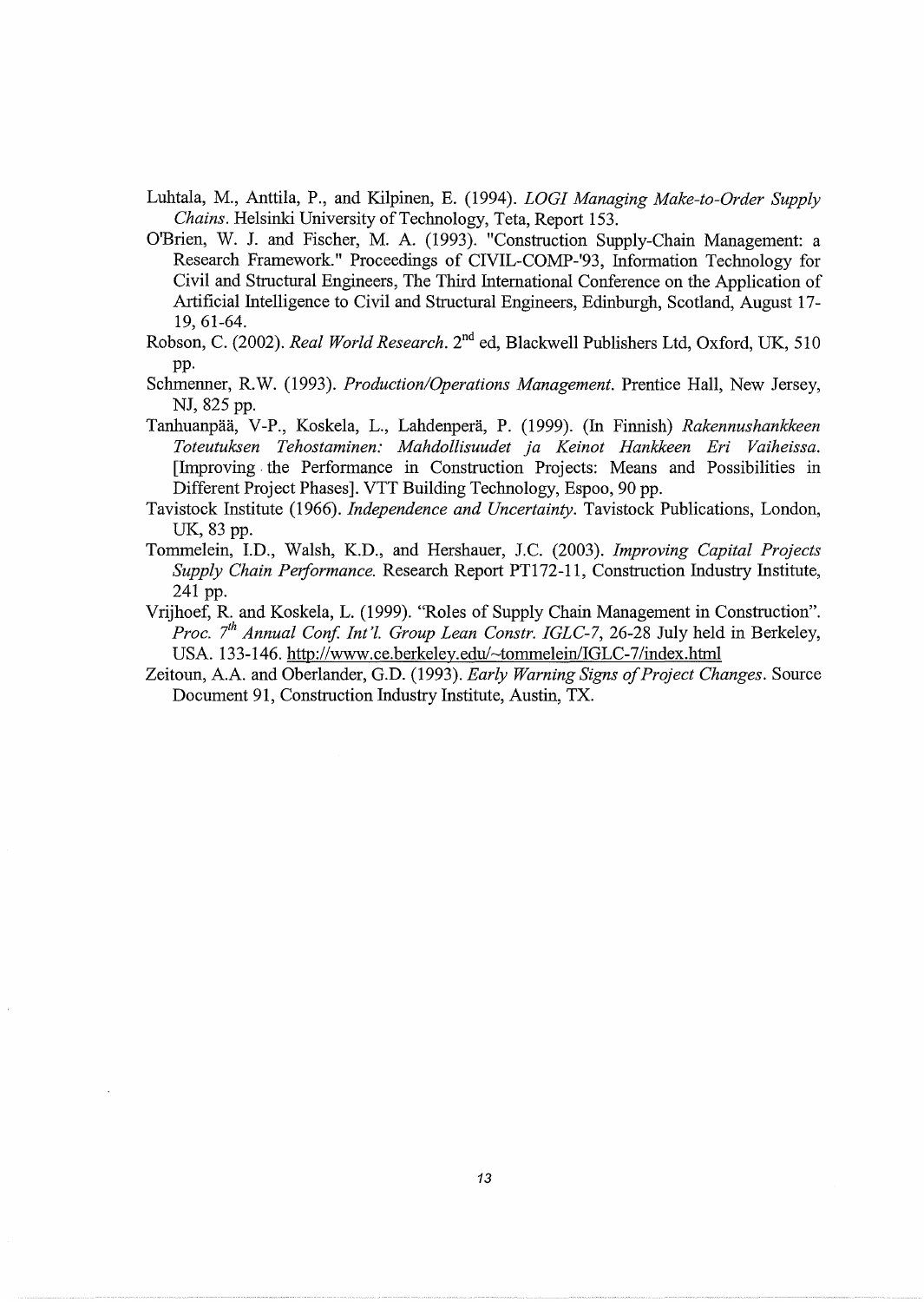Luhtala, M., Anttila, P., and Kilpinen, E. (1994). *LOGI Managing Make-to-Order Supply Chains.* Helsinki University of Technology, Teta, Report 153.

O'Brien, W. J. and Fischer, M. A. (1993). "Construction Supply-Chain Management: a Research Framework." Proceedings of CIVIL-COMP-'93, Information Technology for Civil and Structural Engineers, The Third International Conference on the Application of Artificial Intelligence to Civil and Structural Engineers, Edinburgh, Scotland, August 17-19, 61-64.

Robson, C. (2002). *Real World Research.* 2nd ed, Blackwell Publishers Ltd, Oxford, UK, 510 pp.

Schmenner, R.W. (1993). *Production/Operations Management.* Prentice Hall, New Jersey, NJ, 825 pp.

Tanhuanpää, V-P., Koskela, L., Lahdenperä, P. (1999). (In Finnish) *Rakennushankkeen Toteutuksen Tehostaminen: Mahdollisuudet ja Keinot Hankkeen Eri Vaiheissa.* [Improving the Performance in Construction Projects: Means and Possibilities in Different Project Phases]. VTT Building Technology, Espoo, 90 pp.

Tavistock Institute (1966). *Independence and Uncertainty.* Tavistock Publications, London, UK, 83 pp.

Tommelein, I.D., Walsh, K.D., and Hershauer, J.C. (2003). *Improving Capital Projects Supply Chain Performance.* Research Report PT172-11, Construction Industry Institute, 241 pp.

Vrijhoef, R. and Koskela, L. (1999). "Roles of Supply Chain Management in Construction". *Proc. 7th Annual Conf. Int'l. Group Lean Constr. IGLC-7*, 26-28 July held in Berkeley, USA. 133-146. http://www.ce.berkeley.edu/~tommelein/IGLC-7/index.html

Zeitoun, A.A. and Oberlander, G.D. (1993). *Early Warning Signs of Project Changes.* Source Document 91, Construction Industry Institute, Austin, TX.